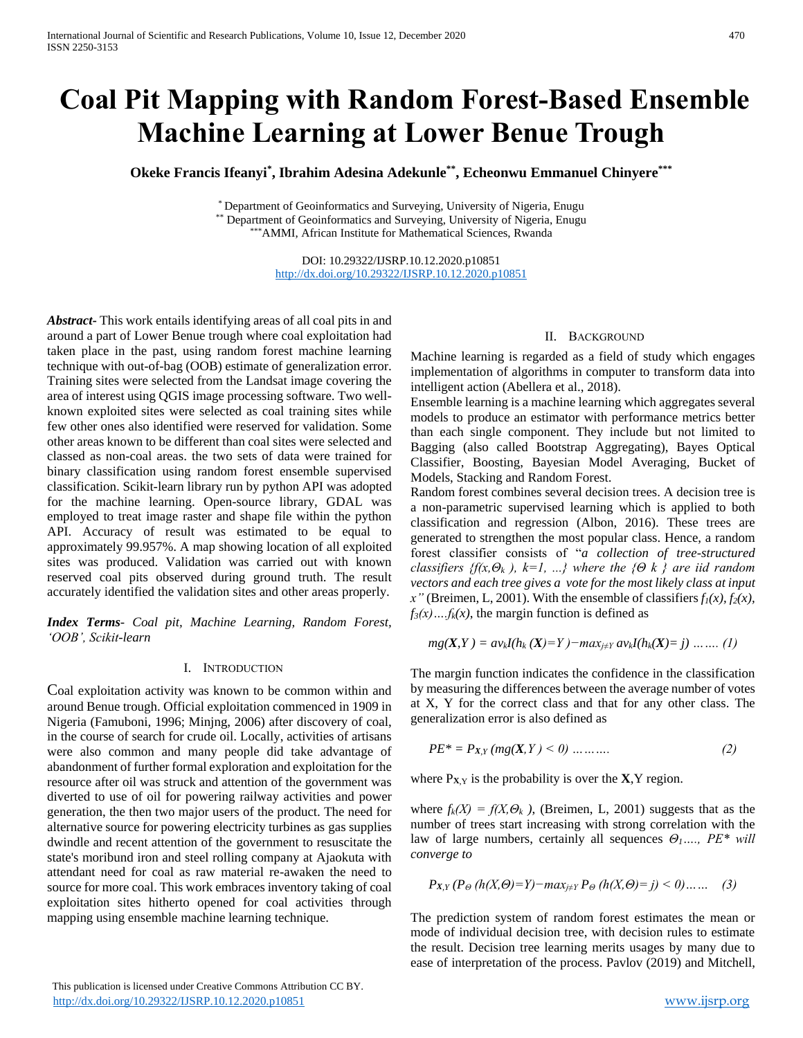# Coal Pit Mapping with Random Forest-Based Ensemble Machine Learning at Lower Benue Trough

**Okeke Francis Ifeanyi[*], Ibrahim Adesina Adekunle[**], Echeonwu Emmanuel Chinyere[***]**

[*] Department of Geoinformatics and Surveying, University of Nigeria, Enugu
[**] Department of Geoinformatics and Surveying, University of Nigeria, Enugu
[***]AMMI, African Institute for Mathematical Sciences, Rwanda

DOI: 10.29322/IJSRP.10.12.2020.p10851
http://dx.doi.org/10.29322/IJSRP.10.12.2020.p10851

***Abstract-*** This work entails identifying areas of all coal pits in and around a part of Lower Benue trough where coal exploitation had taken place in the past, using random forest machine learning technique with out-of-bag (OOB) estimate of generalization error. Training sites were selected from the Landsat image covering the area of interest using QGIS image processing software. Two well-known exploited sites were selected as coal training sites while few other ones also identified were reserved for validation. Some other areas known to be different than coal sites were selected and classed as non-coal areas. the two sets of data were trained for binary classification using random forest ensemble supervised classification. Scikit-learn library run by python API was adopted for the machine learning. Open-source library, GDAL was employed to treat image raster and shape file within the python API. Accuracy of result was estimated to be equal to approximately 99.957%. A map showing location of all exploited sites was produced. Validation was carried out with known reserved coal pits observed during ground truth. The result accurately identified the validation sites and other areas properly.

***Index Terms-*** *Coal pit, Machine Learning, Random Forest, 'OOB', Scikit-learn*

## I. Introduction

Coal exploitation activity was known to be common within and around Benue trough. Official exploitation commenced in 1909 in Nigeria (Famuboni, 1996; Minjng, 2006) after discovery of coal, in the course of search for crude oil. Locally, activities of artisans were also common and many people did take advantage of abandonment of further formal exploration and exploitation for the resource after oil was struck and attention of the government was diverted to use of oil for powering railway activities and power generation, the then two major users of the product. The need for alternative source for powering electricity turbines as gas supplies dwindle and recent attention of the government to resuscitate the state's moribund iron and steel rolling company at Ajaokuta with attendant need for coal as raw material re-awaken the need to source for more coal. This work embraces inventory taking of coal exploitation sites hitherto opened for coal activities through mapping using ensemble machine learning technique.

## II. Background

Machine learning is regarded as a field of study which engages implementation of algorithms in computer to transform data into intelligent action (Abellera et al., 2018).

Ensemble learning is a machine learning which aggregates several models to produce an estimator with performance metrics better than each single component. They include but not limited to Bagging (also called Bootstrap Aggregating), Bayes Optical Classifier, Boosting, Bayesian Model Averaging, Bucket of Models, Stacking and Random Forest.

Random forest combines several decision trees. A decision tree is a non-parametric supervised learning which is applied to both classification and regression (Albon, 2016). These trees are generated to strengthen the most popular class. Hence, a random forest classifier consists of "*a collection of tree-structured classifiers* $\{f(x,\Theta_k),\ k=1,\ \ldots\}$ *where the* $\{\Theta\ k\}$ *are iid random vectors and each tree gives a vote for the most likely class at input x"* (Breimen, L, 2001). With the ensemble of classifiers $f_1(x), f_2(x), f_3(x) \ldots . f_k(x)$, the margin function is defined as

$$mg(\mathbf{X},Y) = av_k I(h_k(\mathbf{X})=Y) - max_{j\neq Y}\, av_k I(h_k(\mathbf{X})= j) \quad \ldots\ldots (1)$$

The margin function indicates the confidence in the classification by measuring the differences between the average number of votes at X, Y for the correct class and that for any other class. The generalization error is also defined as

$$PE^* = P_{\mathbf{X},Y}(mg(\mathbf{X},Y) < 0) \quad \ldots\ldots\ldots \quad (2)$$

where $P_{\mathbf{X},Y}$ is the probability is over the $\mathbf{X}$,Y region.

where $f_k(X) = f(X,\Theta_k)$, (Breimen, L, 2001) suggests that as the number of trees start increasing with strong correlation with the law of large numbers, certainly all sequences $\Theta_1 \ldots .$, *PE\* will converge to*

$$P_{\mathbf{X},Y}(P_\Theta(h(X,\Theta)=Y) - max_{j\neq Y} P_\Theta(h(X,\Theta)= j) < 0) \ldots\ldots \quad (3)$$

The prediction system of random forest estimates the mean or mode of individual decision tree, with decision rules to estimate the result. Decision tree learning merits usages by many due to ease of interpretation of the process. Pavlov (2019) and Mitchell,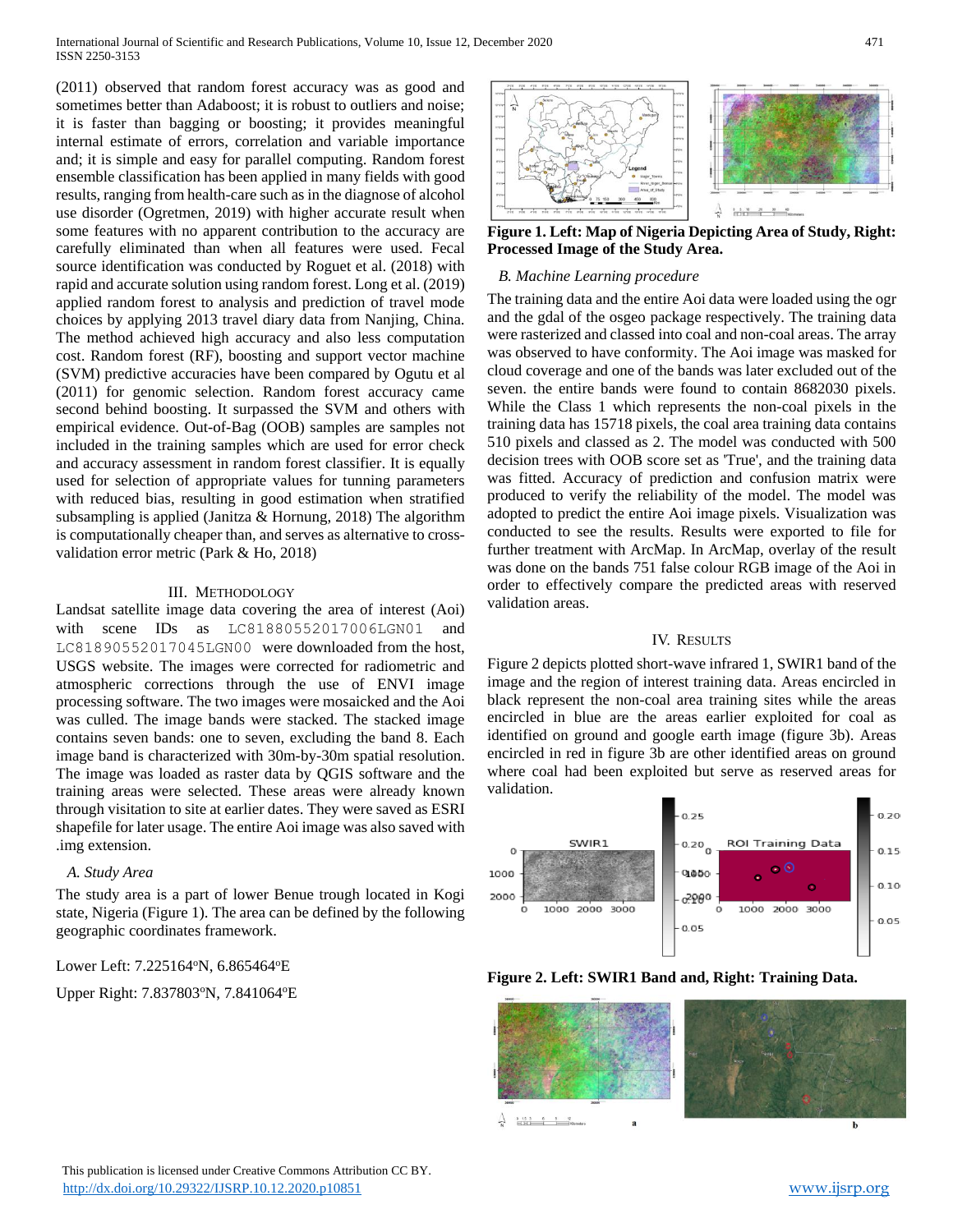(2011) observed that random forest accuracy was as good and sometimes better than Adaboost; it is robust to outliers and noise; it is faster than bagging or boosting; it provides meaningful internal estimate of errors, correlation and variable importance and; it is simple and easy for parallel computing. Random forest ensemble classification has been applied in many fields with good results, ranging from health-care such as in the diagnose of alcohol use disorder (Ogretmen, 2019) with higher accurate result when some features with no apparent contribution to the accuracy are carefully eliminated than when all features were used. Fecal source identification was conducted by Roguet et al. (2018) with rapid and accurate solution using random forest. Long et al. (2019) applied random forest to analysis and prediction of travel mode choices by applying 2013 travel diary data from Nanjing, China. The method achieved high accuracy and also less computation cost. Random forest (RF), boosting and support vector machine (SVM) predictive accuracies have been compared by Ogutu et al (2011) for genomic selection. Random forest accuracy came second behind boosting. It surpassed the SVM and others with empirical evidence. Out-of-Bag (OOB) samples are samples not included in the training samples which are used for error check and accuracy assessment in random forest classifier. It is equally used for selection of appropriate values for tunning parameters with reduced bias, resulting in good estimation when stratified subsampling is applied (Janitza & Hornung, 2018) The algorithm is computationally cheaper than, and serves as alternative to cross-validation error metric (Park & Ho, 2018)

## III. Methodology

Landsat satellite image data covering the area of interest (Aoi) with scene IDs as LC81880552017006LGN01 and LC81890552017045LGN00 were downloaded from the host, USGS website. The images were corrected for radiometric and atmospheric corrections through the use of ENVI image processing software. The two images were mosaicked and the Aoi was culled. The image bands were stacked. The stacked image contains seven bands: one to seven, excluding the band 8. Each image band is characterized with 30m-by-30m spatial resolution. The image was loaded as raster data by QGIS software and the training areas were selected. These areas were already known through visitation to site at earlier dates. They were saved as ESRI shapefile for later usage. The entire Aoi image was also saved with .img extension.

### *A. Study Area*

The study area is a part of lower Benue trough located in Kogi state, Nigeria (Figure 1). The area can be defined by the following geographic coordinates framework.

Lower Left: 7.225164°N, 6.865464°E

Upper Right: 7.837803°N, 7.841064°E

**Figure 1. Left: Map of Nigeria Depicting Area of Study, Right: Processed Image of the Study Area.**

### *B. Machine Learning procedure*

The training data and the entire Aoi data were loaded using the ogr and the gdal of the osgeo package respectively. The training data were rasterized and classed into coal and non-coal areas. The array was observed to have conformity. The Aoi image was masked for cloud coverage and one of the bands was later excluded out of the seven. the entire bands were found to contain 8682030 pixels. While the Class 1 which represents the non-coal pixels in the training data has 15718 pixels, the coal area training data contains 510 pixels and classed as 2. The model was conducted with 500 decision trees with OOB score set as 'True', and the training data was fitted. Accuracy of prediction and confusion matrix were produced to verify the reliability of the model. The model was adopted to predict the entire Aoi image pixels. Visualization was conducted to see the results. Results were exported to file for further treatment with ArcMap. In ArcMap, overlay of the result was done on the bands 751 false colour RGB image of the Aoi in order to effectively compare the predicted areas with reserved validation areas.

## IV. Results

Figure 2 depicts plotted short-wave infrared 1, SWIR1 band of the image and the region of interest training data. Areas encircled in black represent the non-coal area training sites while the areas encircled in blue are the areas earlier exploited for coal as identified on ground and google earth image (figure 3b). Areas encircled in red in figure 3b are other identified areas on ground where coal had been exploited but serve as reserved areas for validation.

**Figure 2. Left: SWIR1 Band and, Right: Training Data.**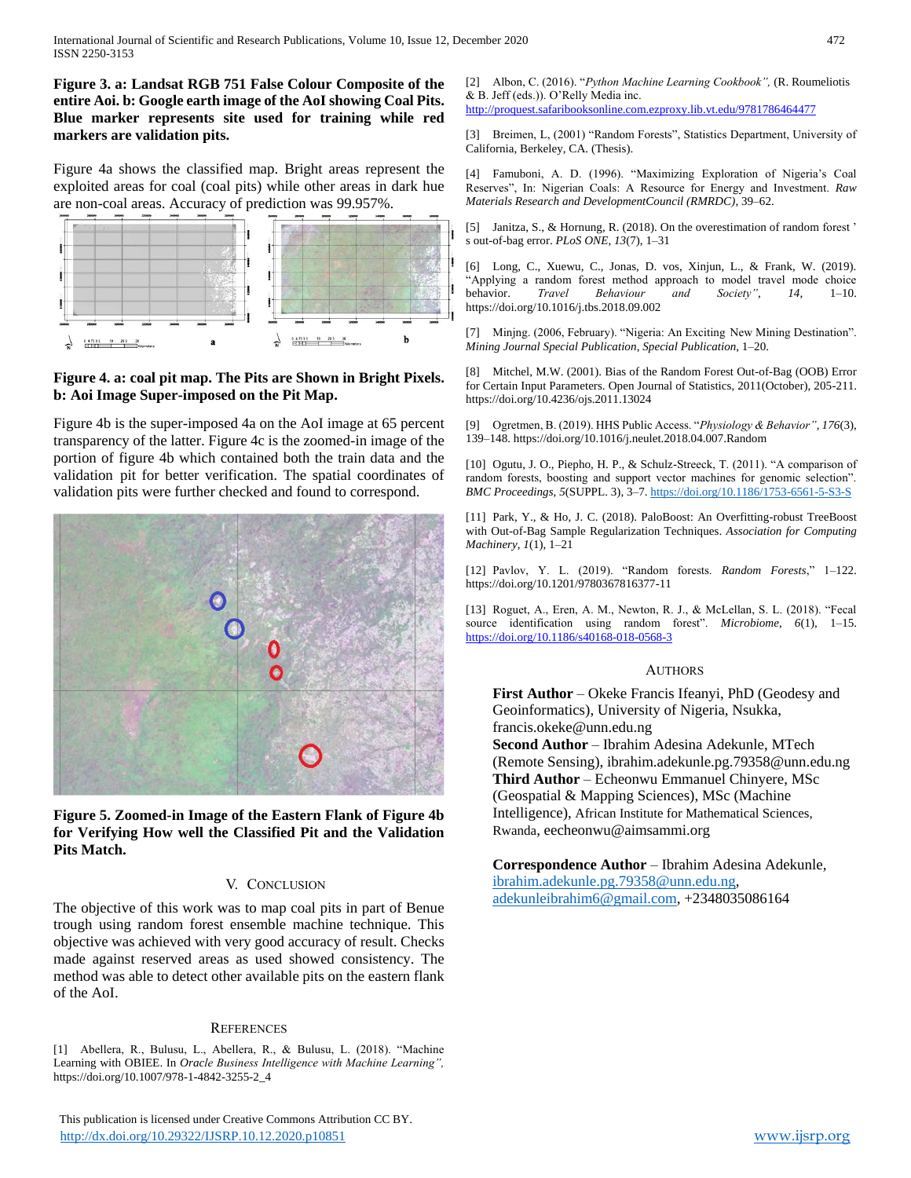**Figure 3. a: Landsat RGB 751 False Colour Composite of the entire Aoi. b: Google earth image of the AoI showing Coal Pits. Blue marker represents site used for training while red markers are validation pits.**

Figure 4a shows the classified map. Bright areas represent the exploited areas for coal (coal pits) while other areas in dark hue are non-coal areas. Accuracy of prediction was 99.957%.

**Figure 4. a: coal pit map. The Pits are Shown in Bright Pixels. b: Aoi Image Super-imposed on the Pit Map.**

Figure 4b is the super-imposed 4a on the AoI image at 65 percent transparency of the latter. Figure 4c is the zoomed-in image of the portion of figure 4b which contained both the train data and the validation pit for better verification. The spatial coordinates of validation pits were further checked and found to correspond.

**Figure 5. Zoomed-in Image of the Eastern Flank of Figure 4b for Verifying How well the Classified Pit and the Validation Pits Match.**

## V. Conclusion

The objective of this work was to map coal pits in part of Benue trough using random forest ensemble machine technique. This objective was achieved with very good accuracy of result. Checks made against reserved areas as used showed consistency. The method was able to detect other available pits on the eastern flank of the AoI.

## References

[1] Abellera, R., Bulusu, L., Abellera, R., & Bulusu, L. (2018). "Machine Learning with OBIEE. In *Oracle Business Intelligence with Machine Learning",* https://doi.org/10.1007/978-1-4842-3255-2_4

[2] Albon, C. (2016). "*Python Machine Learning Cookbook",* (R. Roumeliotis & B. Jeff (eds.)). O'Relly Media inc. http://proquest.safaribooksonline.com.ezproxy.lib.vt.edu/9781786464477

[3] Breimen, L, (2001) "Random Forests", Statistics Department, University of California, Berkeley, CA. (Thesis).

[4] Famuboni, A. D. (1996). "Maximizing Exploration of Nigeria's Coal Reserves", In: Nigerian Coals: A Resource for Energy and Investment. *Raw Materials Research and DevelopmentCouncil (RMRDC)*, 39–62.

[5] Janitza, S., & Hornung, R. (2018). On the overestimation of random forest ' s out-of-bag error. *PLoS ONE*, *13*(7), 1–31

[6] Long, C., Xuewu, C., Jonas, D. vos, Xinjun, L., & Frank, W. (2019). "Applying a random forest method approach to model travel mode choice behavior. *Travel Behaviour and Society",* *14*, 1–10. https://doi.org/10.1016/j.tbs.2018.09.002

[7] Minjng. (2006, February). "Nigeria: An Exciting New Mining Destination". *Mining Journal Special Publication, Special Publication*, 1–20.

[8] Mitchel, M.W. (2001). Bias of the Random Forest Out-of-Bag (OOB) Error for Certain Input Parameters. Open Journal of Statistics, 2011(October), 205-211. https://doi.org/10.4236/ojs.2011.13024

[9] Ogretmen, B. (2019). HHS Public Access. "*Physiology & Behavior"*, *176*(3), 139–148. https://doi.org/10.1016/j.neulet.2018.04.007.Random

[10] Ogutu, J. O., Piepho, H. P., & Schulz-Streeck, T. (2011). "A comparison of random forests, boosting and support vector machines for genomic selection". *BMC Proceedings*, *5*(SUPPL. 3), 3–7. https://doi.org/10.1186/1753-6561-5-S3-S

[11] Park, Y., & Ho, J. C. (2018). PaloBoost: An Overfitting-robust TreeBoost with Out-of-Bag Sample Regularization Techniques. *Association for Computing Machinery*, *1*(1), 1–21

[12] Pavlov, Y. L. (2019). "Random forests. *Random Forests*," 1–122. https://doi.org/10.1201/9780367816377-11

[13] Roguet, A., Eren, A. M., Newton, R. J., & McLellan, S. L. (2018). "Fecal source identification using random forest". *Microbiome*, *6*(1), 1–15. https://doi.org/10.1186/s40168-018-0568-3

## Authors

**First Author** – Okeke Francis Ifeanyi, PhD (Geodesy and Geoinformatics), University of Nigeria, Nsukka, francis.okeke@unn.edu.ng

**Second Author** – Ibrahim Adesina Adekunle, MTech (Remote Sensing), ibrahim.adekunle.pg.79358@unn.edu.ng

**Third Author** – Echeonwu Emmanuel Chinyere, MSc (Geospatial & Mapping Sciences), MSc (Machine Intelligence), African Institute for Mathematical Sciences, Rwanda, eecheonwu@aimsammi.org

**Correspondence Author** – Ibrahim Adesina Adekunle, ibrahim.adekunle.pg.79358@unn.edu.ng, adekunleibrahim6@gmail.com, +2348035086164